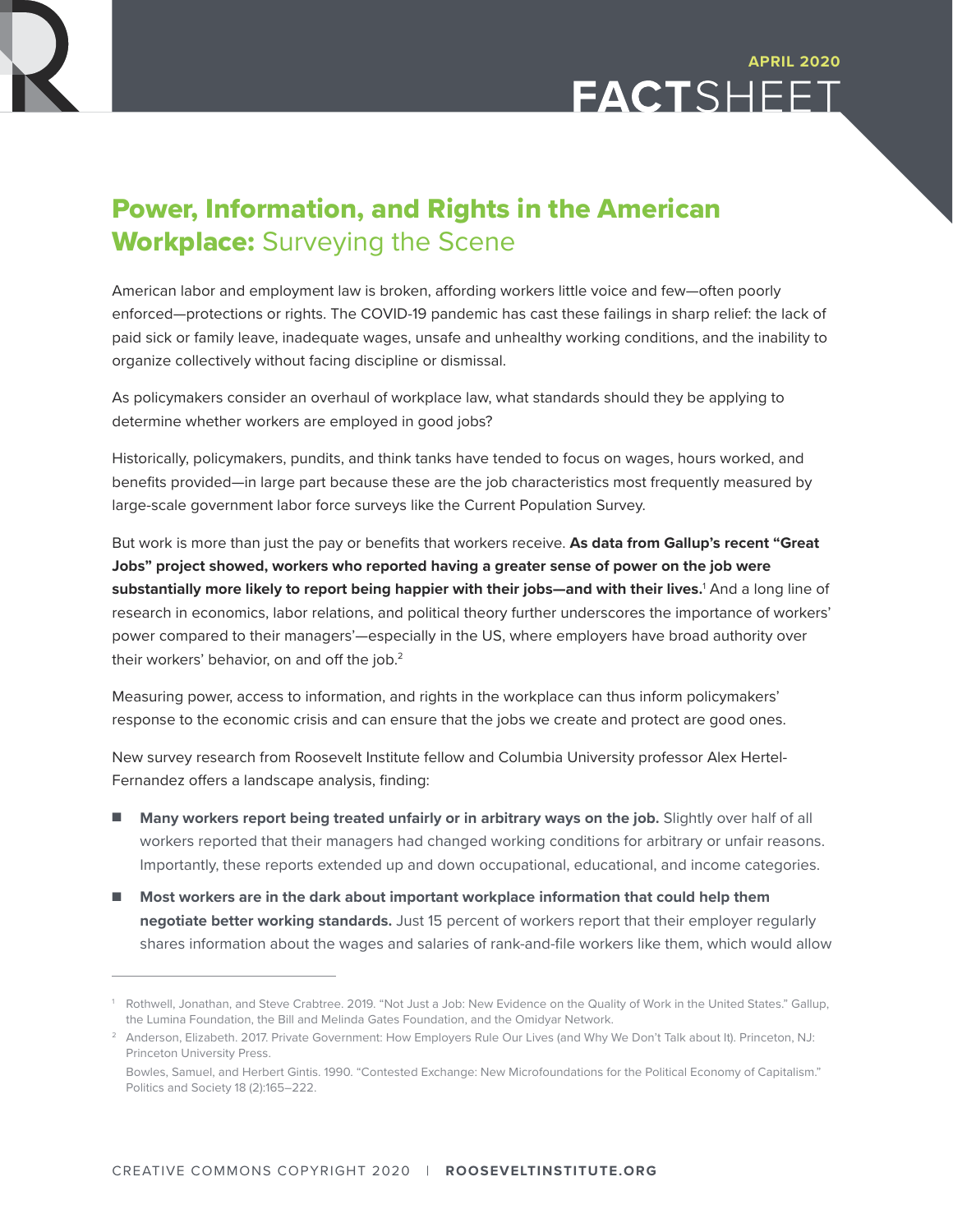APRIL 2020

FACTSHEET

# **Power, Information, and Rights in the American Workplace:** Surveying the Scene

American labor and employment law is broken, affording workers little voice and few—often poorly enforced—protections or rights. The COVID-19 pandemic has cast these failings in sharp relief: the lack of paid sick or family leave, inadequate wages, unsafe and unhealthy working conditions, and the inability to organize collectively without facing discipline or dismissal.

As policymakers consider an overhaul of workplace law, what standards should they be applying to determine whether workers are employed in good jobs?

Historically, policymakers, pundits, and think tanks have tended to focus on wages, hours worked, and benefits provided—in large part because these are the job characteristics most frequently measured by large-scale government labor force surveys like the Current Population Survey.

But work is more than just the pay or benefits that workers receive. **As data from Gallup's recent "Great Jobs" project showed, workers who reported having a greater sense of power on the job were substantially more likely to report being happier with their jobs—and with their lives.**[1] And a long line of research in economics, labor relations, and political theory further underscores the importance of workers' power compared to their managers'—especially in the US, where employers have broad authority over their workers' behavior, on and off the job.[2]

Measuring power, access to information, and rights in the workplace can thus inform policymakers' response to the economic crisis and can ensure that the jobs we create and protect are good ones.

New survey research from Roosevelt Institute fellow and Columbia University professor Alex Hertel-Fernandez offers a landscape analysis, finding:

- **Many workers report being treated unfairly or in arbitrary ways on the job.** Slightly over half of all workers reported that their managers had changed working conditions for arbitrary or unfair reasons. Importantly, these reports extended up and down occupational, educational, and income categories.
- **Most workers are in the dark about important workplace information that could help them negotiate better working standards.** Just 15 percent of workers report that their employer regularly shares information about the wages and salaries of rank-and-file workers like them, which would allow

---

[1] Rothwell, Jonathan, and Steve Crabtree. 2019. "Not Just a Job: New Evidence on the Quality of Work in the United States." Gallup, the Lumina Foundation, the Bill and Melinda Gates Foundation, and the Omidyar Network.

[2] Anderson, Elizabeth. 2017. Private Government: How Employers Rule Our Lives (and Why We Don't Talk about It). Princeton, NJ: Princeton University Press.

Bowles, Samuel, and Herbert Gintis. 1990. "Contested Exchange: New Microfoundations for the Political Economy of Capitalism." Politics and Society 18 (2):165–222.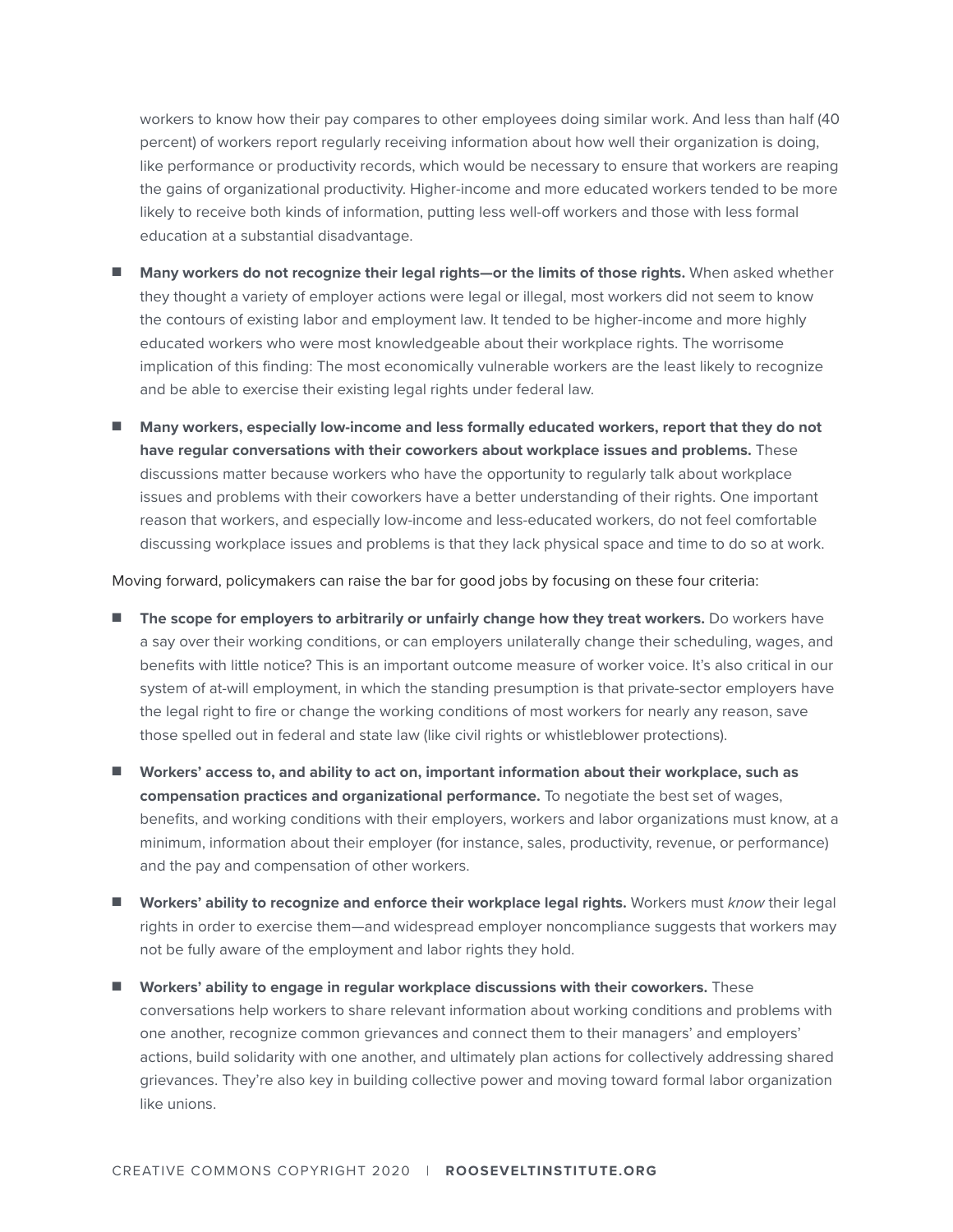workers to know how their pay compares to other employees doing similar work. And less than half (40 percent) of workers report regularly receiving information about how well their organization is doing, like performance or productivity records, which would be necessary to ensure that workers are reaping the gains of organizational productivity. Higher-income and more educated workers tended to be more likely to receive both kinds of information, putting less well-off workers and those with less formal education at a substantial disadvantage.

- **Many workers do not recognize their legal rights—or the limits of those rights.** When asked whether they thought a variety of employer actions were legal or illegal, most workers did not seem to know the contours of existing labor and employment law. It tended to be higher-income and more highly educated workers who were most knowledgeable about their workplace rights. The worrisome implication of this finding: The most economically vulnerable workers are the least likely to recognize and be able to exercise their existing legal rights under federal law.
- **Many workers, especially low-income and less formally educated workers, report that they do not have regular conversations with their coworkers about workplace issues and problems.** These discussions matter because workers who have the opportunity to regularly talk about workplace issues and problems with their coworkers have a better understanding of their rights. One important reason that workers, and especially low-income and less-educated workers, do not feel comfortable discussing workplace issues and problems is that they lack physical space and time to do so at work.

Moving forward, policymakers can raise the bar for good jobs by focusing on these four criteria:

- **The scope for employers to arbitrarily or unfairly change how they treat workers.** Do workers have a say over their working conditions, or can employers unilaterally change their scheduling, wages, and benefits with little notice? This is an important outcome measure of worker voice. It's also critical in our system of at-will employment, in which the standing presumption is that private-sector employers have the legal right to fire or change the working conditions of most workers for nearly any reason, save those spelled out in federal and state law (like civil rights or whistleblower protections).
- **Workers' access to, and ability to act on, important information about their workplace, such as compensation practices and organizational performance.** To negotiate the best set of wages, benefits, and working conditions with their employers, workers and labor organizations must know, at a minimum, information about their employer (for instance, sales, productivity, revenue, or performance) and the pay and compensation of other workers.
- **Workers' ability to recognize and enforce their workplace legal rights.** Workers must *know* their legal rights in order to exercise them—and widespread employer noncompliance suggests that workers may not be fully aware of the employment and labor rights they hold.
- **Workers' ability to engage in regular workplace discussions with their coworkers.** These conversations help workers to share relevant information about working conditions and problems with one another, recognize common grievances and connect them to their managers' and employers' actions, build solidarity with one another, and ultimately plan actions for collectively addressing shared grievances. They're also key in building collective power and moving toward formal labor organization like unions.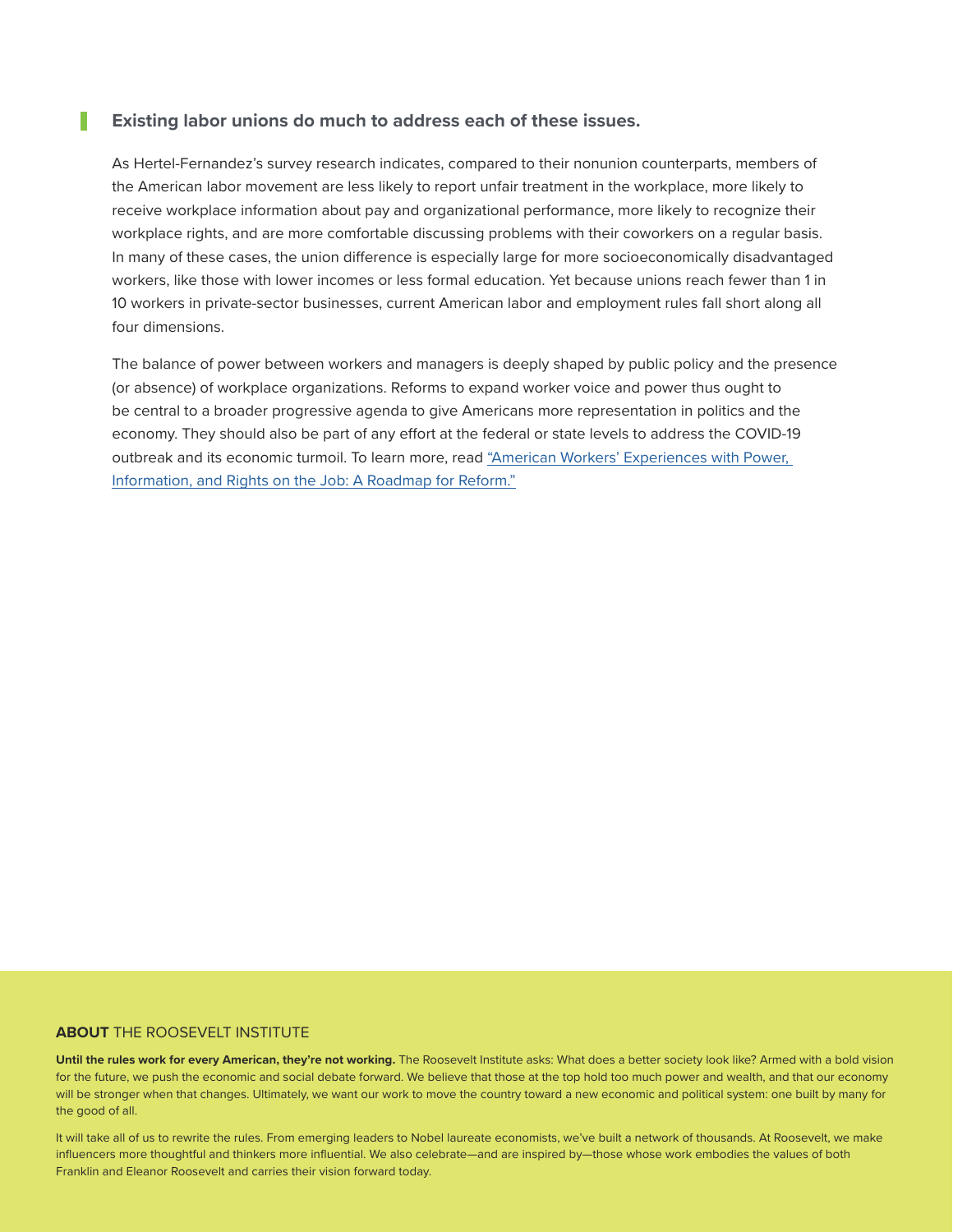### Existing labor unions do much to address each of these issues.

As Hertel-Fernandez's survey research indicates, compared to their nonunion counterparts, members of the American labor movement are less likely to report unfair treatment in the workplace, more likely to receive workplace information about pay and organizational performance, more likely to recognize their workplace rights, and are more comfortable discussing problems with their coworkers on a regular basis. In many of these cases, the union difference is especially large for more socioeconomically disadvantaged workers, like those with lower incomes or less formal education. Yet because unions reach fewer than 1 in 10 workers in private-sector businesses, current American labor and employment rules fall short along all four dimensions.

The balance of power between workers and managers is deeply shaped by public policy and the presence (or absence) of workplace organizations. Reforms to expand worker voice and power thus ought to be central to a broader progressive agenda to give Americans more representation in politics and the economy. They should also be part of any effort at the federal or state levels to address the COVID-19 outbreak and its economic turmoil. To learn more, read "American Workers' Experiences with Power, Information, and Rights on the Job: A Roadmap for Reform."

**ABOUT** THE ROOSEVELT INSTITUTE

**Until the rules work for every American, they're not working.** The Roosevelt Institute asks: What does a better society look like? Armed with a bold vision for the future, we push the economic and social debate forward. We believe that those at the top hold too much power and wealth, and that our economy will be stronger when that changes. Ultimately, we want our work to move the country toward a new economic and political system: one built by many for the good of all.

It will take all of us to rewrite the rules. From emerging leaders to Nobel laureate economists, we've built a network of thousands. At Roosevelt, we make influencers more thoughtful and thinkers more influential. We also celebrate—and are inspired by—those whose work embodies the values of both Franklin and Eleanor Roosevelt and carries their vision forward today.